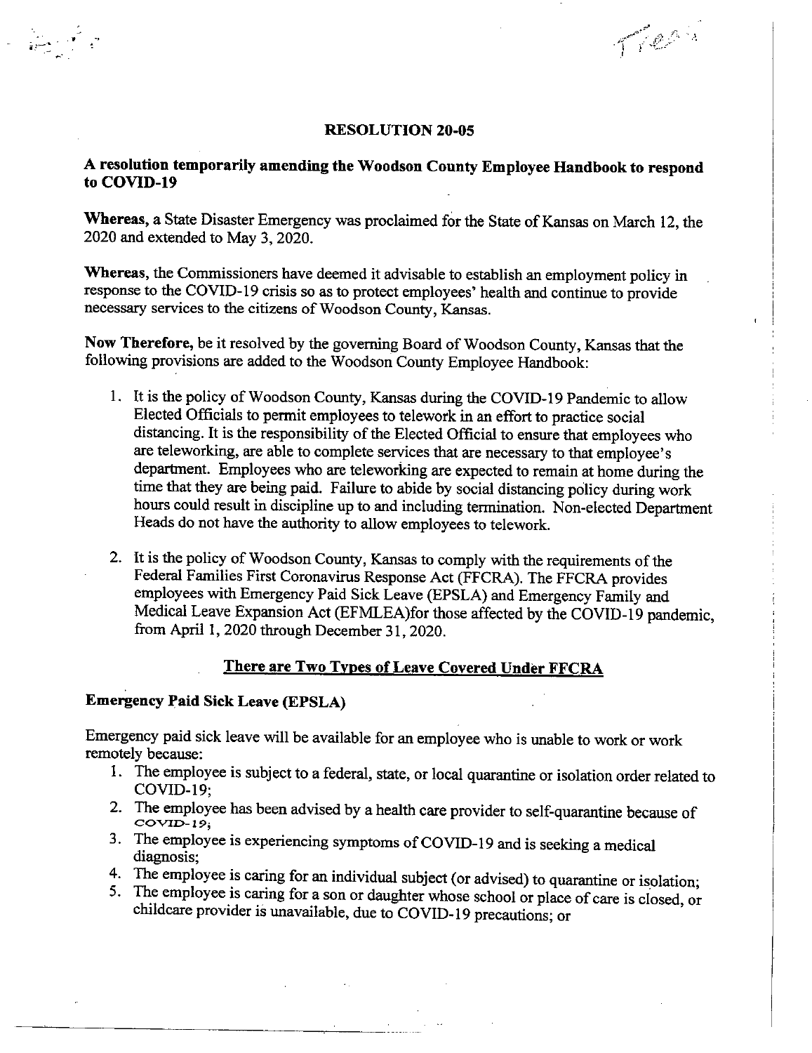# RESOLUTION 20-05

## A resolution temporarily amending the Woodson County Employee Handbook to respond to COVID-19

**Whereas,** a State Disaster Emergency was proclaimed for the State of Kansas on March 12, the 2020 and extended to May 3, 2020.

**Whereas,** the Commissioners have deemed it advisable to establish an employment policy in response to the COVID-19 crisis so as to protect employees' health and continue to provide necessary services to the citizens of Woodson County, Kansas.

**Now Therefore,** be it resolved by the governing Board of Woodson County, Kansas that the following provisions are added to the Woodson County Employee Handbook:

1. It is the policy of Woodson County, Kansas during the COVID-19 Pandemic to allow Elected Officials to permit employees to telework in an effort to practice social distancing. It is the responsibility of the Elected Official to ensure that employees who are teleworking, are able to complete services that are necessary to that employee's department. Employees who are teleworking are expected to remain at home during the time that they are being paid. Failure to abide by social distancing policy during work hours could result in discipline up to and including termination. Non-elected Department Heads do not have the authority to allow employees to telework.

2. It is the policy of Woodson County, Kansas to comply with the requirements of the Federal Families First Coronavirus Response Act (FFCRA). The FFCRA provides employees with Emergency Paid Sick Leave (EPSLA) and Emergency Family and Medical Leave Expansion Act (EFMLEA)for those affected by the COVID-19 pandemic, from April 1, 2020 through December 31, 2020.

### <u>There are Two Types of Leave Covered Under FFCRA</u>

**Emergency Paid Sick Leave (EPSLA)**

Emergency paid sick leave will be available for an employee who is unable to work or work remotely because:

1. The employee is subject to a federal, state, or local quarantine or isolation order related to COVID-19;
2. The employee has been advised by a health care provider to self-quarantine because of COVID-19;
3. The employee is experiencing symptoms of COVID-19 and is seeking a medical diagnosis;
4. The employee is caring for an individual subject (or advised) to quarantine or isolation;
5. The employee is caring for a son or daughter whose school or place of care is closed, or childcare provider is unavailable, due to COVID-19 precautions; or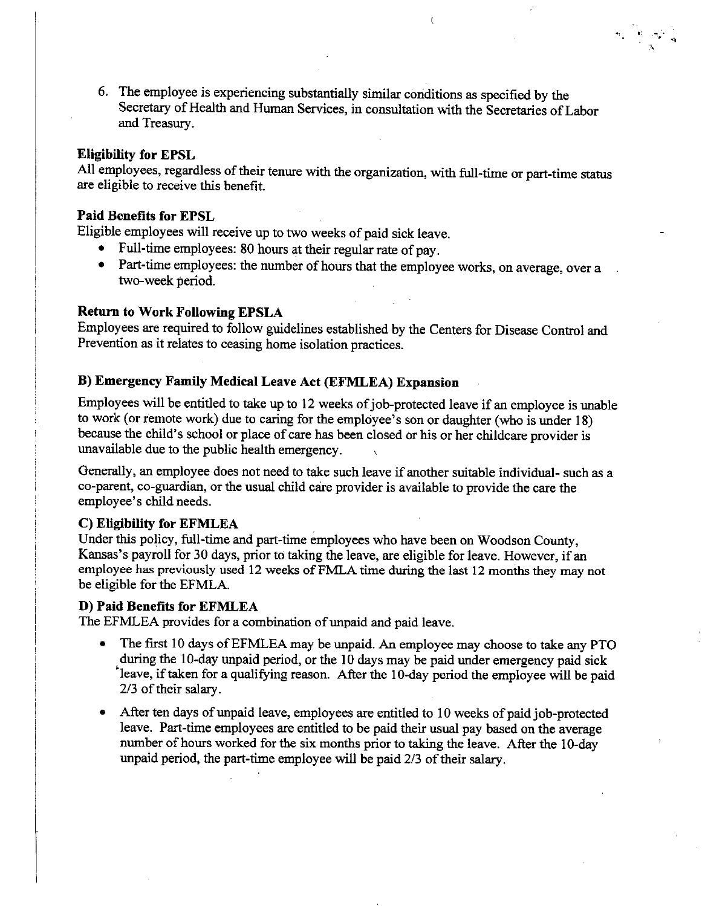6. The employee is experiencing substantially similar conditions as specified by the Secretary of Health and Human Services, in consultation with the Secretaries of Labor and Treasury.

**Eligibility for EPSL**

All employees, regardless of their tenure with the organization, with full-time or part-time status are eligible to receive this benefit.

**Paid Benefits for EPSL**

Eligible employees will receive up to two weeks of paid sick leave.

- Full-time employees: 80 hours at their regular rate of pay.
- Part-time employees: the number of hours that the employee works, on average, over a two-week period.

**Return to Work Following EPSLA**

Employees are required to follow guidelines established by the Centers for Disease Control and Prevention as it relates to ceasing home isolation practices.

**B) Emergency Family Medical Leave Act (EFMLEA) Expansion**

Employees will be entitled to take up to 12 weeks of job-protected leave if an employee is unable to work (or remote work) due to caring for the employee's son or daughter (who is under 18) because the child's school or place of care has been closed or his or her childcare provider is unavailable due to the public health emergency.

Generally, an employee does not need to take such leave if another suitable individual- such as a co-parent, co-guardian, or the usual child care provider is available to provide the care the employee's child needs.

**C) Eligibility for EFMLEA**

Under this policy, full-time and part-time employees who have been on Woodson County, Kansas's payroll for 30 days, prior to taking the leave, are eligible for leave. However, if an employee has previously used 12 weeks of FMLA time during the last 12 months they may not be eligible for the EFMLA.

**D) Paid Benefits for EFMLEA**

The EFMLEA provides for a combination of unpaid and paid leave.

- The first 10 days of EFMLEA may be unpaid. An employee may choose to take any PTO during the 10-day unpaid period, or the 10 days may be paid under emergency paid sick leave, if taken for a qualifying reason. After the 10-day period the employee will be paid 2/3 of their salary.
- After ten days of unpaid leave, employees are entitled to 10 weeks of paid job-protected leave. Part-time employees are entitled to be paid their usual pay based on the average number of hours worked for the six months prior to taking the leave. After the 10-day unpaid period, the part-time employee will be paid 2/3 of their salary.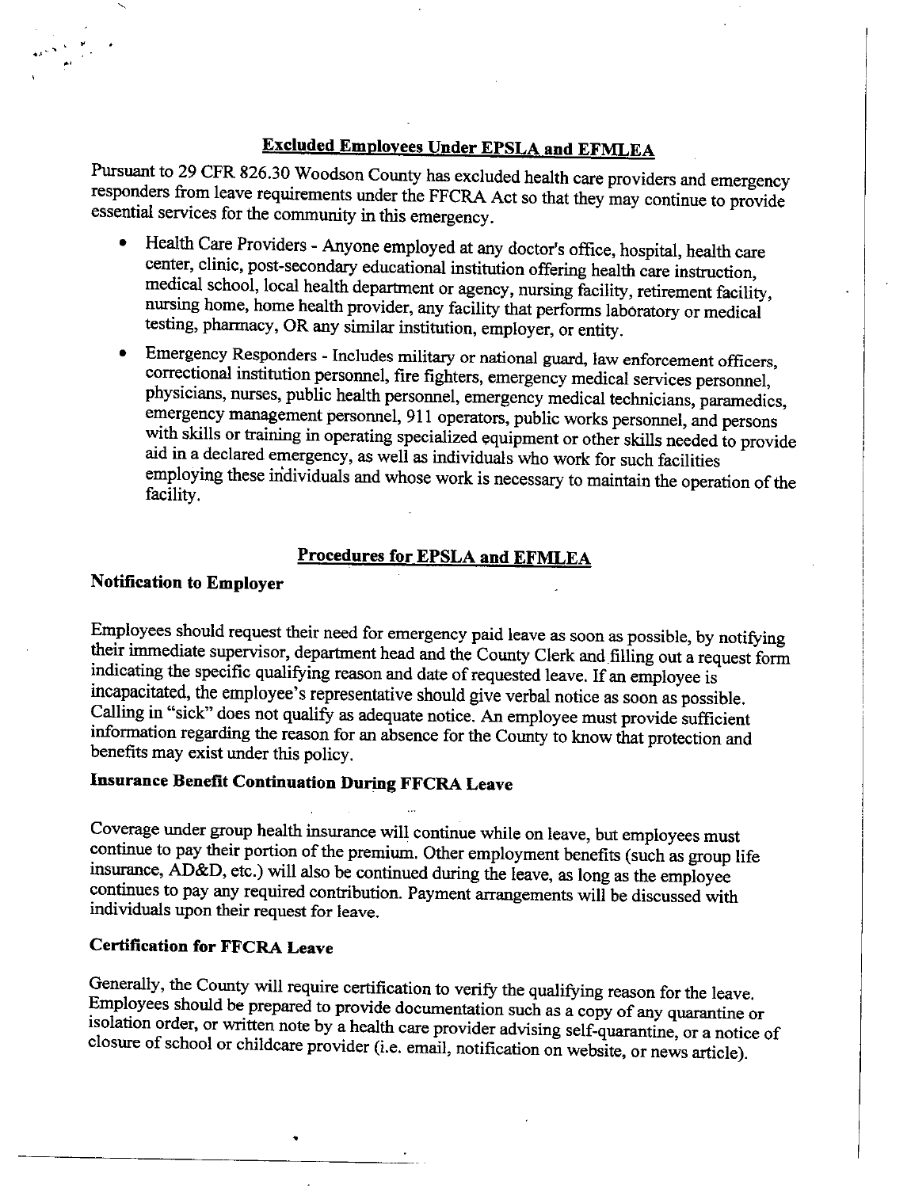## Excluded Employees Under EPSLA and EFMLEA

Pursuant to 29 CFR 826.30 Woodson County has excluded health care providers and emergency responders from leave requirements under the FFCRA Act so that they may continue to provide essential services for the community in this emergency.

- Health Care Providers - Anyone employed at any doctor's office, hospital, health care center, clinic, post-secondary educational institution offering health care instruction, medical school, local health department or agency, nursing facility, retirement facility, nursing home, home health provider, any facility that performs laboratory or medical testing, pharmacy, OR any similar institution, employer, or entity.
- Emergency Responders - Includes military or national guard, law enforcement officers, correctional institution personnel, fire fighters, emergency medical services personnel, physicians, nurses, public health personnel, emergency medical technicians, paramedics, emergency management personnel, 911 operators, public works personnel, and persons with skills or training in operating specialized equipment or other skills needed to provide aid in a declared emergency, as well as individuals who work for such facilities employing these individuals and whose work is necessary to maintain the operation of the facility.

## Procedures for EPSLA and EFMLEA

### Notification to Employer

Employees should request their need for emergency paid leave as soon as possible, by notifying their immediate supervisor, department head and the County Clerk and filling out a request form indicating the specific qualifying reason and date of requested leave. If an employee is incapacitated, the employee's representative should give verbal notice as soon as possible. Calling in "sick" does not qualify as adequate notice. An employee must provide sufficient information regarding the reason for an absence for the County to know that protection and benefits may exist under this policy.

### Insurance Benefit Continuation During FFCRA Leave

Coverage under group health insurance will continue while on leave, but employees must continue to pay their portion of the premium. Other employment benefits (such as group life insurance, AD&D, etc.) will also be continued during the leave, as long as the employee continues to pay any required contribution. Payment arrangements will be discussed with individuals upon their request for leave.

### Certification for FFCRA Leave

Generally, the County will require certification to verify the qualifying reason for the leave. Employees should be prepared to provide documentation such as a copy of any quarantine or isolation order, or written note by a health care provider advising self-quarantine, or a notice of closure of school or childcare provider (i.e. email, notification on website, or news article).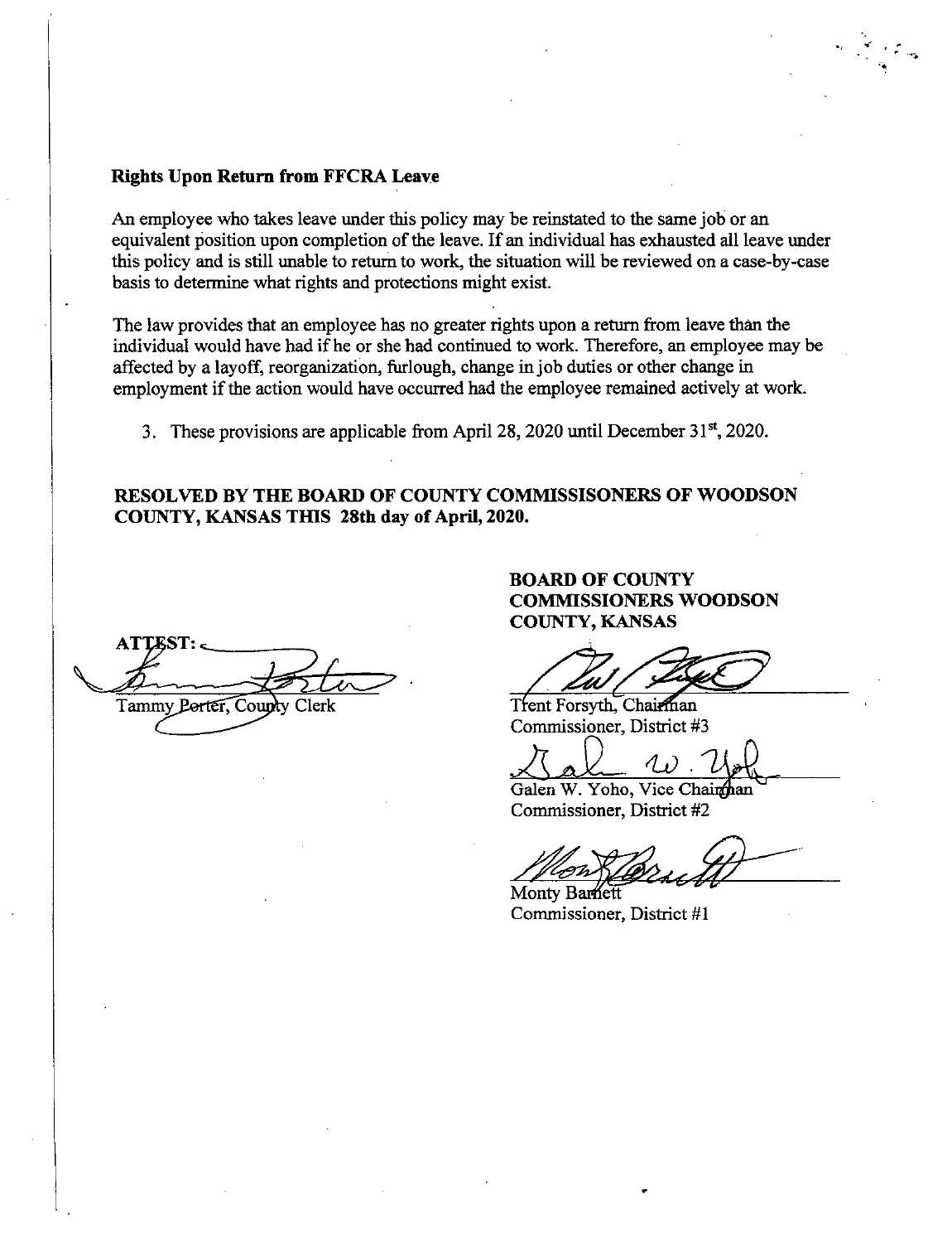**Rights Upon Return from FFCRA Leave**

An employee who takes leave under this policy may be reinstated to the same job or an equivalent position upon completion of the leave. If an individual has exhausted all leave under this policy and is still unable to return to work, the situation will be reviewed on a case-by-case basis to determine what rights and protections might exist.

The law provides that an employee has no greater rights upon a return from leave than the individual would have had if he or she had continued to work. Therefore, an employee may be affected by a layoff, reorganization, furlough, change in job duties or other change in employment if the action would have occurred had the employee remained actively at work.

3. These provisions are applicable from April 28, 2020 until December 31st, 2020.

**RESOLVED BY THE BOARD OF COUNTY COMMISSISONERS OF WOODSON COUNTY, KANSAS THIS 28th day of April, 2020.**

**BOARD OF COUNTY COMMISSIONERS WOODSON COUNTY, KANSAS**

**ATTEST:**

Tammy Porter, County Clerk

Trent Forsyth, Chairman
Commissioner, District #3

Galen W. Yoho, Vice Chairman
Commissioner, District #2

Monty Barnett
Commissioner, District #1